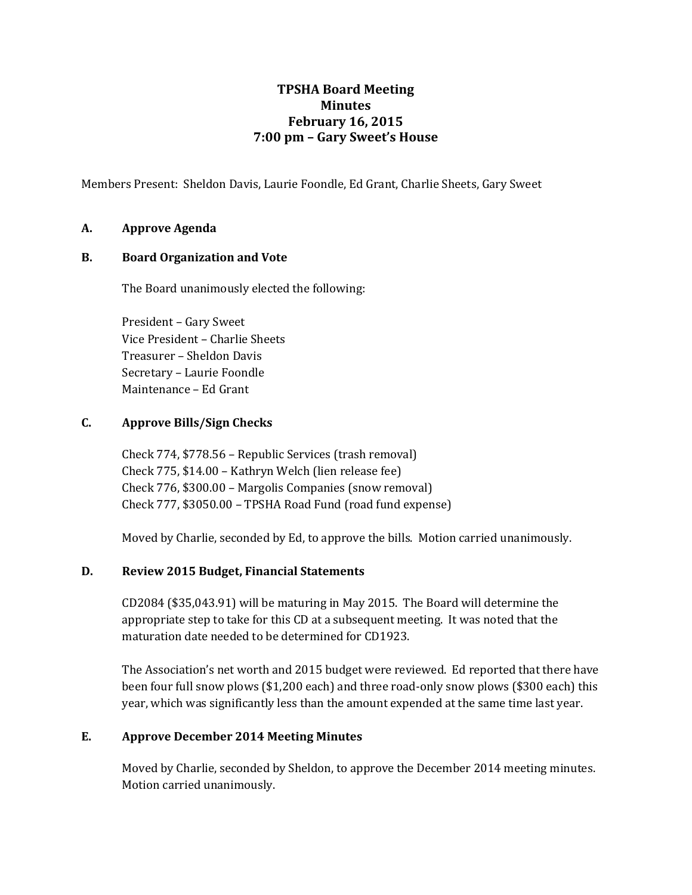# TPSHA Board Meeting
# Minutes
# February 16, 2015
# 7:00 pm – Gary Sweet's House

Members Present: Sheldon Davis, Laurie Foondle, Ed Grant, Charlie Sheets, Gary Sweet

## A. Approve Agenda

## B. Board Organization and Vote

The Board unanimously elected the following:

President – Gary Sweet
Vice President – Charlie Sheets
Treasurer – Sheldon Davis
Secretary – Laurie Foondle
Maintenance – Ed Grant

## C. Approve Bills/Sign Checks

Check 774, $778.56 – Republic Services (trash removal)
Check 775, $14.00 – Kathryn Welch (lien release fee)
Check 776, $300.00 – Margolis Companies (snow removal)
Check 777, $3050.00 – TPSHA Road Fund (road fund expense)

Moved by Charlie, seconded by Ed, to approve the bills. Motion carried unanimously.

## D. Review 2015 Budget, Financial Statements

CD2084 ($35,043.91) will be maturing in May 2015. The Board will determine the appropriate step to take for this CD at a subsequent meeting. It was noted that the maturation date needed to be determined for CD1923.

The Association's net worth and 2015 budget were reviewed. Ed reported that there have been four full snow plows ($1,200 each) and three road-only snow plows ($300 each) this year, which was significantly less than the amount expended at the same time last year.

## E. Approve December 2014 Meeting Minutes

Moved by Charlie, seconded by Sheldon, to approve the December 2014 meeting minutes. Motion carried unanimously.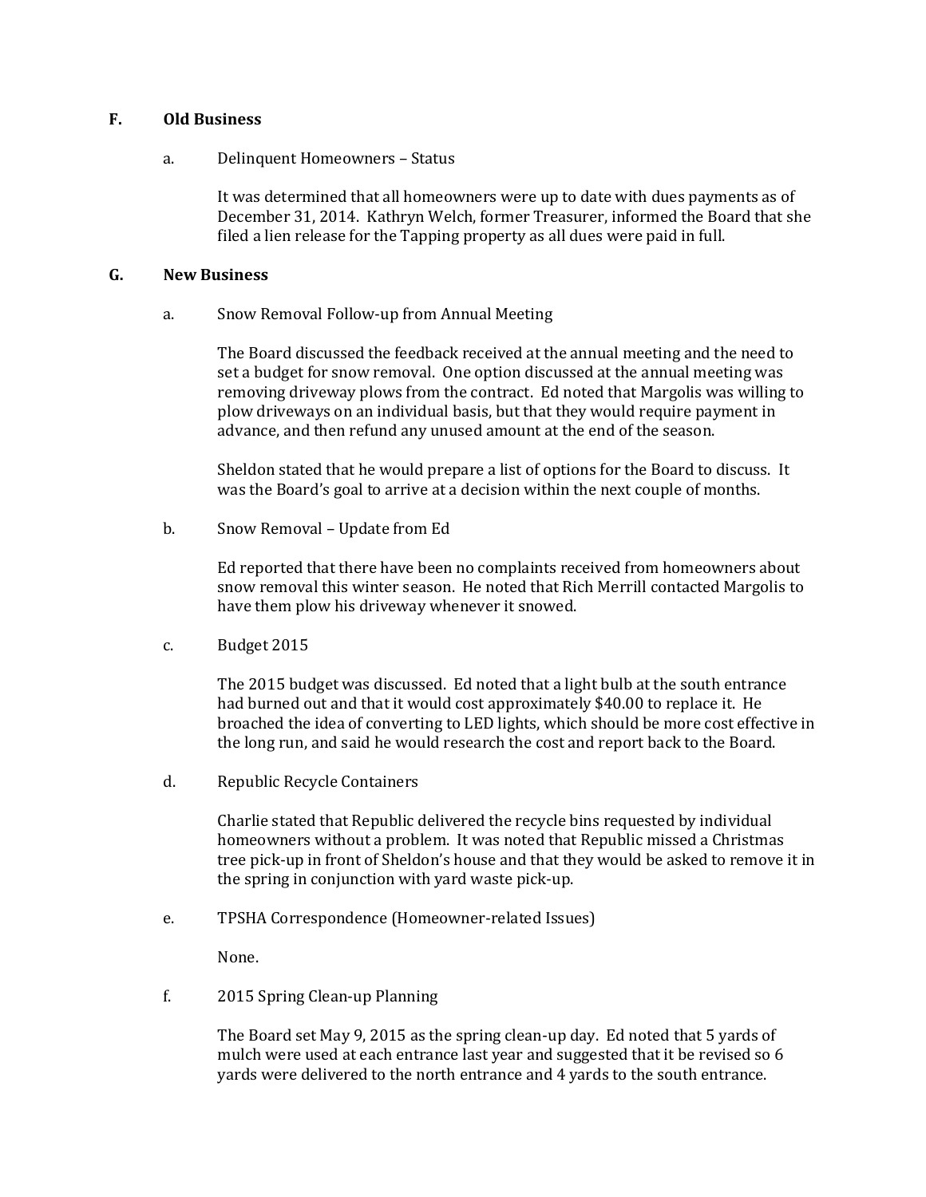## F. Old Business

a. Delinquent Homeowners – Status

It was determined that all homeowners were up to date with dues payments as of December 31, 2014. Kathryn Welch, former Treasurer, informed the Board that she filed a lien release for the Tapping property as all dues were paid in full.

## G. New Business

a. Snow Removal Follow-up from Annual Meeting

The Board discussed the feedback received at the annual meeting and the need to set a budget for snow removal. One option discussed at the annual meeting was removing driveway plows from the contract. Ed noted that Margolis was willing to plow driveways on an individual basis, but that they would require payment in advance, and then refund any unused amount at the end of the season.

Sheldon stated that he would prepare a list of options for the Board to discuss. It was the Board's goal to arrive at a decision within the next couple of months.

b. Snow Removal – Update from Ed

Ed reported that there have been no complaints received from homeowners about snow removal this winter season. He noted that Rich Merrill contacted Margolis to have them plow his driveway whenever it snowed.

c. Budget 2015

The 2015 budget was discussed. Ed noted that a light bulb at the south entrance had burned out and that it would cost approximately $40.00 to replace it. He broached the idea of converting to LED lights, which should be more cost effective in the long run, and said he would research the cost and report back to the Board.

d. Republic Recycle Containers

Charlie stated that Republic delivered the recycle bins requested by individual homeowners without a problem. It was noted that Republic missed a Christmas tree pick-up in front of Sheldon's house and that they would be asked to remove it in the spring in conjunction with yard waste pick-up.

e. TPSHA Correspondence (Homeowner-related Issues)

None.

f. 2015 Spring Clean-up Planning

The Board set May 9, 2015 as the spring clean-up day. Ed noted that 5 yards of mulch were used at each entrance last year and suggested that it be revised so 6 yards were delivered to the north entrance and 4 yards to the south entrance.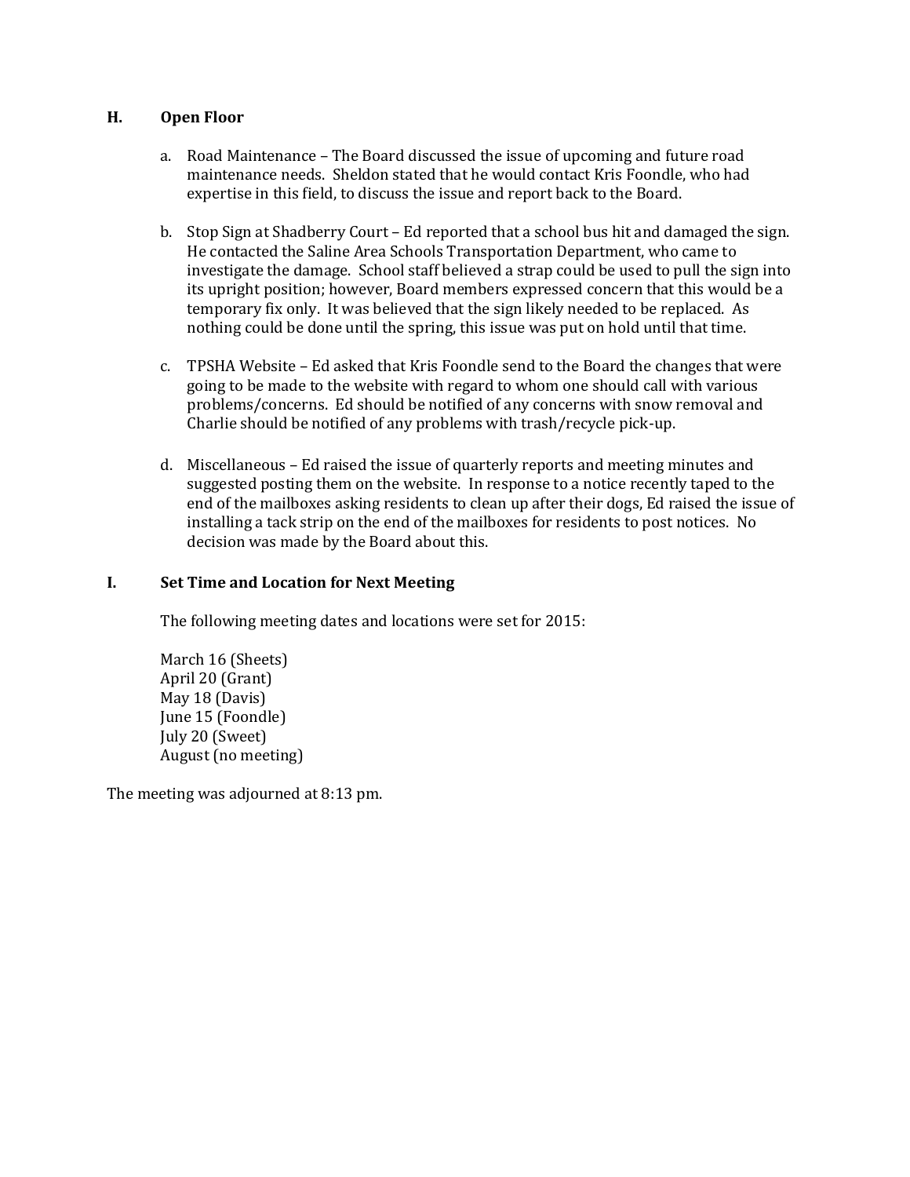## H. Open Floor

a. Road Maintenance – The Board discussed the issue of upcoming and future road maintenance needs. Sheldon stated that he would contact Kris Foondle, who had expertise in this field, to discuss the issue and report back to the Board.

b. Stop Sign at Shadberry Court – Ed reported that a school bus hit and damaged the sign. He contacted the Saline Area Schools Transportation Department, who came to investigate the damage. School staff believed a strap could be used to pull the sign into its upright position; however, Board members expressed concern that this would be a temporary fix only. It was believed that the sign likely needed to be replaced. As nothing could be done until the spring, this issue was put on hold until that time.

c. TPSHA Website – Ed asked that Kris Foondle send to the Board the changes that were going to be made to the website with regard to whom one should call with various problems/concerns. Ed should be notified of any concerns with snow removal and Charlie should be notified of any problems with trash/recycle pick-up.

d. Miscellaneous – Ed raised the issue of quarterly reports and meeting minutes and suggested posting them on the website. In response to a notice recently taped to the end of the mailboxes asking residents to clean up after their dogs, Ed raised the issue of installing a tack strip on the end of the mailboxes for residents to post notices. No decision was made by the Board about this.

## I. Set Time and Location for Next Meeting

The following meeting dates and locations were set for 2015:

March 16 (Sheets)
April 20 (Grant)
May 18 (Davis)
June 15 (Foondle)
July 20 (Sweet)
August (no meeting)

The meeting was adjourned at 8:13 pm.